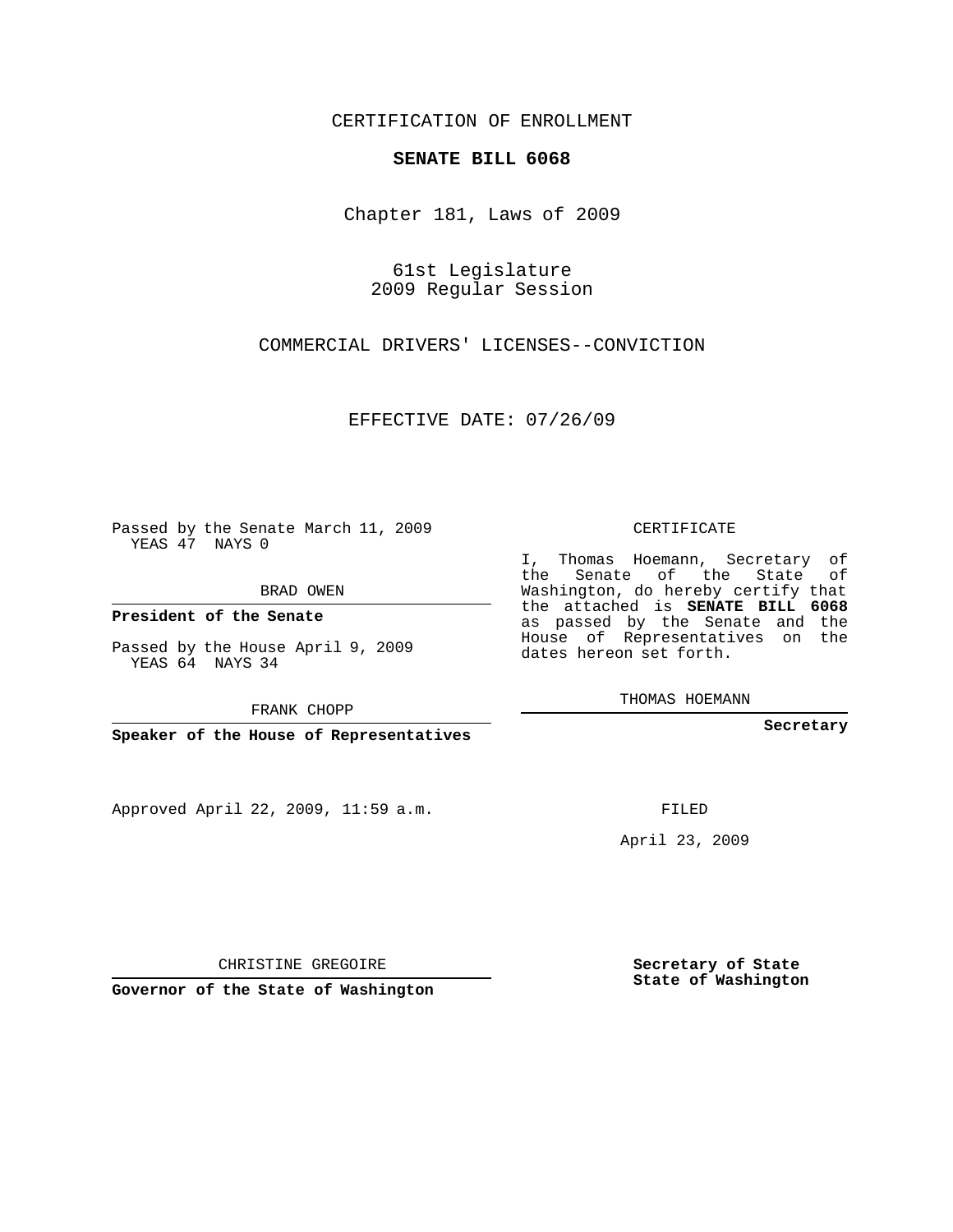CERTIFICATION OF ENROLLMENT

**SENATE BILL 6068**

Chapter 181, Laws of 2009

61st Legislature
2009 Regular Session

COMMERCIAL DRIVERS' LICENSES--CONVICTION

EFFECTIVE DATE: 07/26/09

Passed by the Senate March 11, 2009
YEAS 47 NAYS 0

BRAD OWEN

**President of the Senate**

Passed by the House April 9, 2009
YEAS 64 NAYS 34

FRANK CHOPP

**Speaker of the House of Representatives**

Approved April 22, 2009, 11:59 a.m.

CHRISTINE GREGOIRE

**Governor of the State of Washington**

CERTIFICATE

I, Thomas Hoemann, Secretary of the Senate of the State of Washington, do hereby certify that the attached is **SENATE BILL 6068** as passed by the Senate and the House of Representatives on the dates hereon set forth.

THOMAS HOEMANN

**Secretary**

FILED

April 23, 2009

**Secretary of State**
**State of Washington**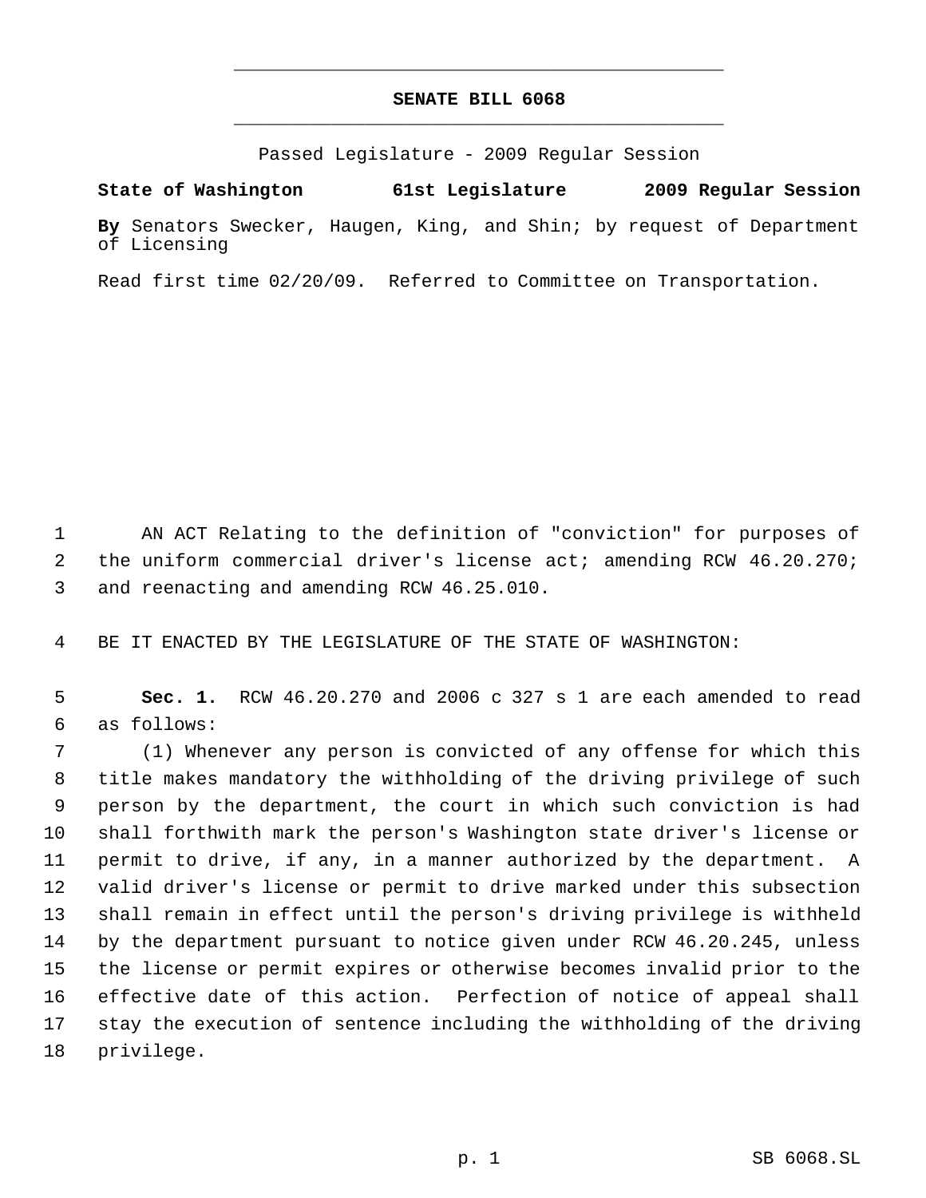# SENATE BILL 6068

Passed Legislature - 2009 Regular Session

**State of Washington 61st Legislature 2009 Regular Session**

**By** Senators Swecker, Haugen, King, and Shin; by request of Department of Licensing

Read first time 02/20/09. Referred to Committee on Transportation.

AN ACT Relating to the definition of "conviction" for purposes of the uniform commercial driver's license act; amending RCW 46.20.270; and reenacting and amending RCW 46.25.010.

BE IT ENACTED BY THE LEGISLATURE OF THE STATE OF WASHINGTON:

**Sec. 1.** RCW 46.20.270 and 2006 c 327 s 1 are each amended to read as follows:

(1) Whenever any person is convicted of any offense for which this title makes mandatory the withholding of the driving privilege of such person by the department, the court in which such conviction is had shall forthwith mark the person's Washington state driver's license or permit to drive, if any, in a manner authorized by the department. A valid driver's license or permit to drive marked under this subsection shall remain in effect until the person's driving privilege is withheld by the department pursuant to notice given under RCW 46.20.245, unless the license or permit expires or otherwise becomes invalid prior to the effective date of this action. Perfection of notice of appeal shall stay the execution of sentence including the withholding of the driving privilege.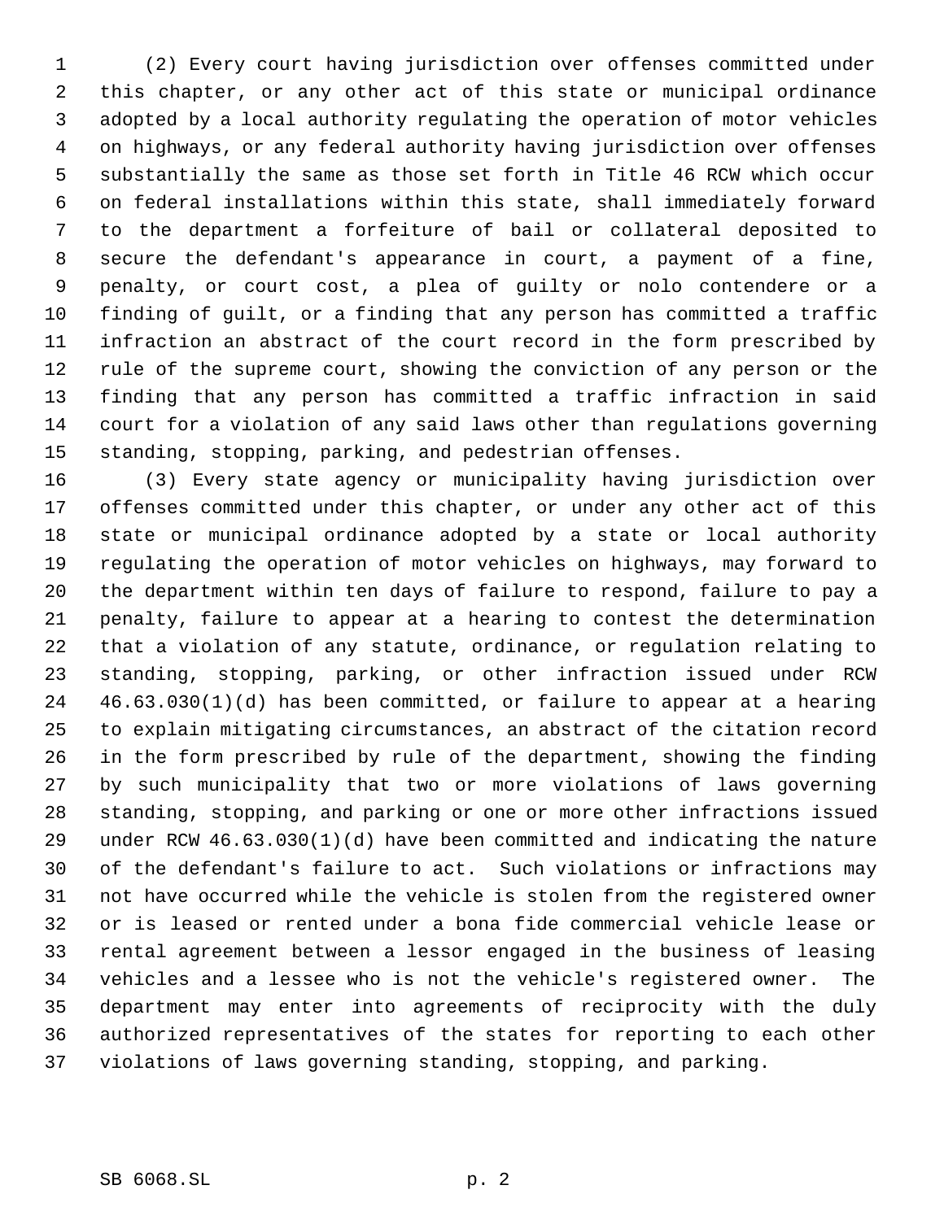(2) Every court having jurisdiction over offenses committed under this chapter, or any other act of this state or municipal ordinance adopted by a local authority regulating the operation of motor vehicles on highways, or any federal authority having jurisdiction over offenses substantially the same as those set forth in Title 46 RCW which occur on federal installations within this state, shall immediately forward to the department a forfeiture of bail or collateral deposited to secure the defendant's appearance in court, a payment of a fine, penalty, or court cost, a plea of guilty or nolo contendere or a finding of guilt, or a finding that any person has committed a traffic infraction an abstract of the court record in the form prescribed by rule of the supreme court, showing the conviction of any person or the finding that any person has committed a traffic infraction in said court for a violation of any said laws other than regulations governing standing, stopping, parking, and pedestrian offenses.

(3) Every state agency or municipality having jurisdiction over offenses committed under this chapter, or under any other act of this state or municipal ordinance adopted by a state or local authority regulating the operation of motor vehicles on highways, may forward to the department within ten days of failure to respond, failure to pay a penalty, failure to appear at a hearing to contest the determination that a violation of any statute, ordinance, or regulation relating to standing, stopping, parking, or other infraction issued under RCW 46.63.030(1)(d) has been committed, or failure to appear at a hearing to explain mitigating circumstances, an abstract of the citation record in the form prescribed by rule of the department, showing the finding by such municipality that two or more violations of laws governing standing, stopping, and parking or one or more other infractions issued under RCW 46.63.030(1)(d) have been committed and indicating the nature of the defendant's failure to act. Such violations or infractions may not have occurred while the vehicle is stolen from the registered owner or is leased or rented under a bona fide commercial vehicle lease or rental agreement between a lessor engaged in the business of leasing vehicles and a lessee who is not the vehicle's registered owner. The department may enter into agreements of reciprocity with the duly authorized representatives of the states for reporting to each other violations of laws governing standing, stopping, and parking.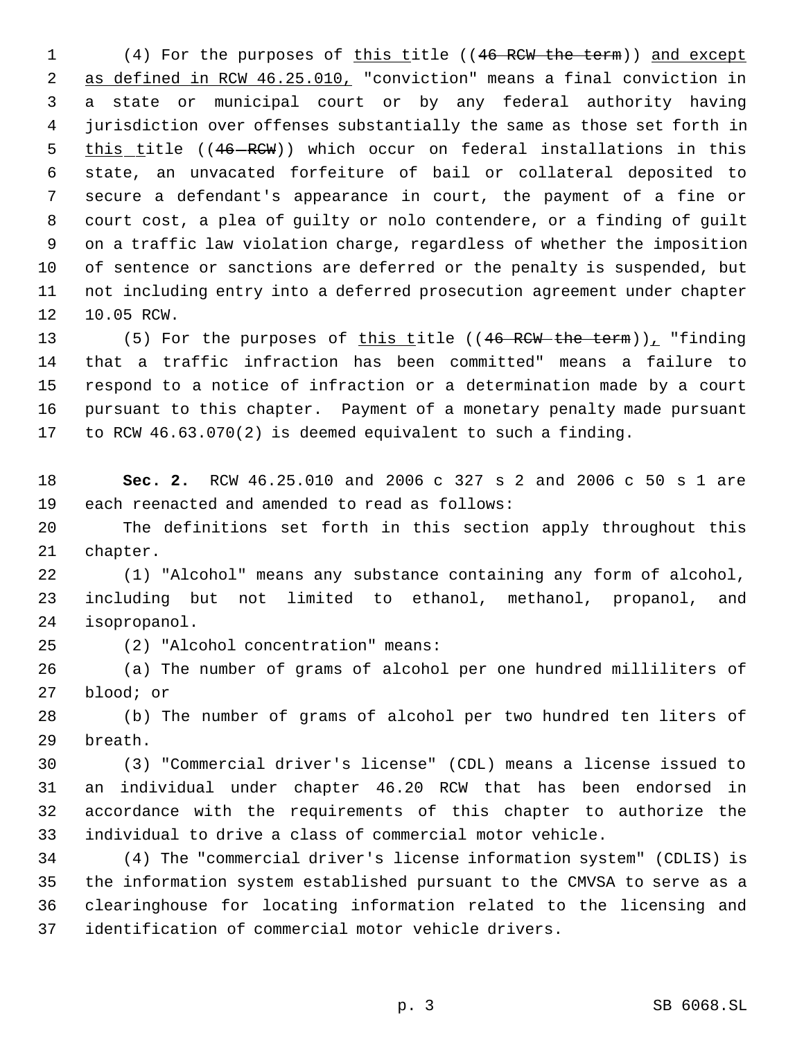(4) For the purposes of this title ((~~46 RCW the term~~)) and except as defined in RCW 46.25.010, "conviction" means a final conviction in a state or municipal court or by any federal authority having jurisdiction over offenses substantially the same as those set forth in this title ((~~46 RCW~~)) which occur on federal installations in this state, an unvacated forfeiture of bail or collateral deposited to secure a defendant's appearance in court, the payment of a fine or court cost, a plea of guilty or nolo contendere, or a finding of guilt on a traffic law violation charge, regardless of whether the imposition of sentence or sanctions are deferred or the penalty is suspended, but not including entry into a deferred prosecution agreement under chapter 10.05 RCW.

(5) For the purposes of this title ((~~46 RCW the term~~)), "finding that a traffic infraction has been committed" means a failure to respond to a notice of infraction or a determination made by a court pursuant to this chapter. Payment of a monetary penalty made pursuant to RCW 46.63.070(2) is deemed equivalent to such a finding.

**Sec. 2.** RCW 46.25.010 and 2006 c 327 s 2 and 2006 c 50 s 1 are each reenacted and amended to read as follows:

The definitions set forth in this section apply throughout this chapter.

(1) "Alcohol" means any substance containing any form of alcohol, including but not limited to ethanol, methanol, propanol, and isopropanol.

(2) "Alcohol concentration" means:

(a) The number of grams of alcohol per one hundred milliliters of blood; or

(b) The number of grams of alcohol per two hundred ten liters of breath.

(3) "Commercial driver's license" (CDL) means a license issued to an individual under chapter 46.20 RCW that has been endorsed in accordance with the requirements of this chapter to authorize the individual to drive a class of commercial motor vehicle.

(4) The "commercial driver's license information system" (CDLIS) is the information system established pursuant to the CMVSA to serve as a clearinghouse for locating information related to the licensing and identification of commercial motor vehicle drivers.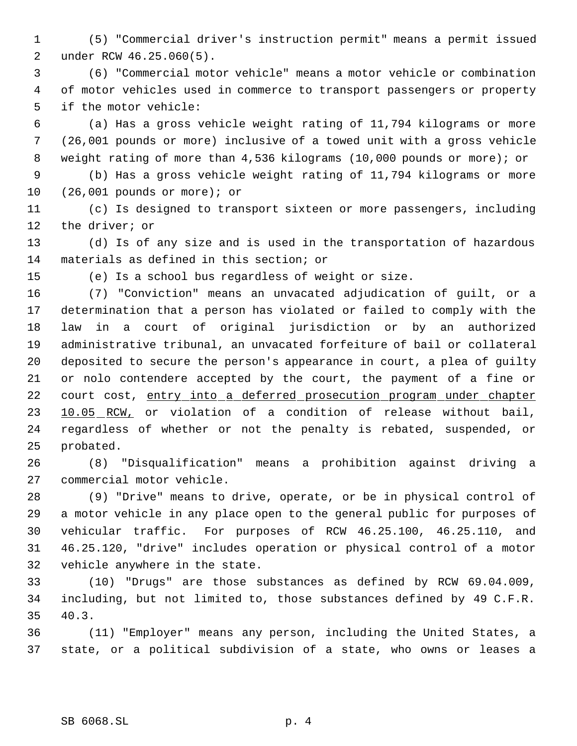(5) "Commercial driver's instruction permit" means a permit issued under RCW 46.25.060(5).

(6) "Commercial motor vehicle" means a motor vehicle or combination of motor vehicles used in commerce to transport passengers or property if the motor vehicle:

(a) Has a gross vehicle weight rating of 11,794 kilograms or more (26,001 pounds or more) inclusive of a towed unit with a gross vehicle weight rating of more than 4,536 kilograms (10,000 pounds or more); or

(b) Has a gross vehicle weight rating of 11,794 kilograms or more (26,001 pounds or more); or

(c) Is designed to transport sixteen or more passengers, including the driver; or

(d) Is of any size and is used in the transportation of hazardous materials as defined in this section; or

(e) Is a school bus regardless of weight or size.

(7) "Conviction" means an unvacated adjudication of guilt, or a determination that a person has violated or failed to comply with the law in a court of original jurisdiction or by an authorized administrative tribunal, an unvacated forfeiture of bail or collateral deposited to secure the person's appearance in court, a plea of guilty or nolo contendere accepted by the court, the payment of a fine or court cost, <u>entry into a deferred prosecution program under chapter 10.05 RCW,</u> or violation of a condition of release without bail, regardless of whether or not the penalty is rebated, suspended, or probated.

(8) "Disqualification" means a prohibition against driving a commercial motor vehicle.

(9) "Drive" means to drive, operate, or be in physical control of a motor vehicle in any place open to the general public for purposes of vehicular traffic. For purposes of RCW 46.25.100, 46.25.110, and 46.25.120, "drive" includes operation or physical control of a motor vehicle anywhere in the state.

(10) "Drugs" are those substances as defined by RCW 69.04.009, including, but not limited to, those substances defined by 49 C.F.R. 40.3.

(11) "Employer" means any person, including the United States, a state, or a political subdivision of a state, who owns or leases a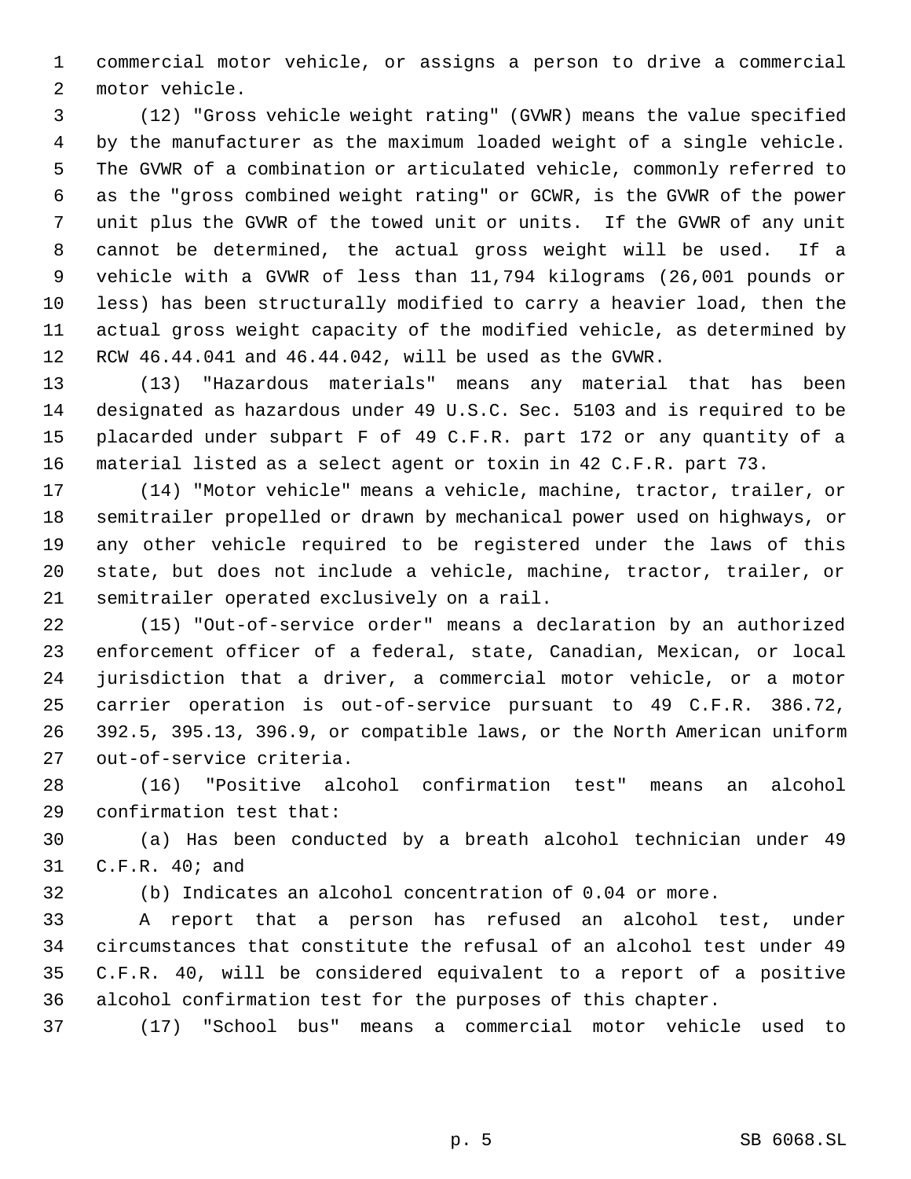commercial motor vehicle, or assigns a person to drive a commercial motor vehicle.

(12) "Gross vehicle weight rating" (GVWR) means the value specified by the manufacturer as the maximum loaded weight of a single vehicle. The GVWR of a combination or articulated vehicle, commonly referred to as the "gross combined weight rating" or GCWR, is the GVWR of the power unit plus the GVWR of the towed unit or units. If the GVWR of any unit cannot be determined, the actual gross weight will be used. If a vehicle with a GVWR of less than 11,794 kilograms (26,001 pounds or less) has been structurally modified to carry a heavier load, then the actual gross weight capacity of the modified vehicle, as determined by RCW 46.44.041 and 46.44.042, will be used as the GVWR.

(13) "Hazardous materials" means any material that has been designated as hazardous under 49 U.S.C. Sec. 5103 and is required to be placarded under subpart F of 49 C.F.R. part 172 or any quantity of a material listed as a select agent or toxin in 42 C.F.R. part 73.

(14) "Motor vehicle" means a vehicle, machine, tractor, trailer, or semitrailer propelled or drawn by mechanical power used on highways, or any other vehicle required to be registered under the laws of this state, but does not include a vehicle, machine, tractor, trailer, or semitrailer operated exclusively on a rail.

(15) "Out-of-service order" means a declaration by an authorized enforcement officer of a federal, state, Canadian, Mexican, or local jurisdiction that a driver, a commercial motor vehicle, or a motor carrier operation is out-of-service pursuant to 49 C.F.R. 386.72, 392.5, 395.13, 396.9, or compatible laws, or the North American uniform out-of-service criteria.

(16) "Positive alcohol confirmation test" means an alcohol confirmation test that:

(a) Has been conducted by a breath alcohol technician under 49 C.F.R. 40; and

(b) Indicates an alcohol concentration of 0.04 or more.

A report that a person has refused an alcohol test, under circumstances that constitute the refusal of an alcohol test under 49 C.F.R. 40, will be considered equivalent to a report of a positive alcohol confirmation test for the purposes of this chapter.

(17) "School bus" means a commercial motor vehicle used to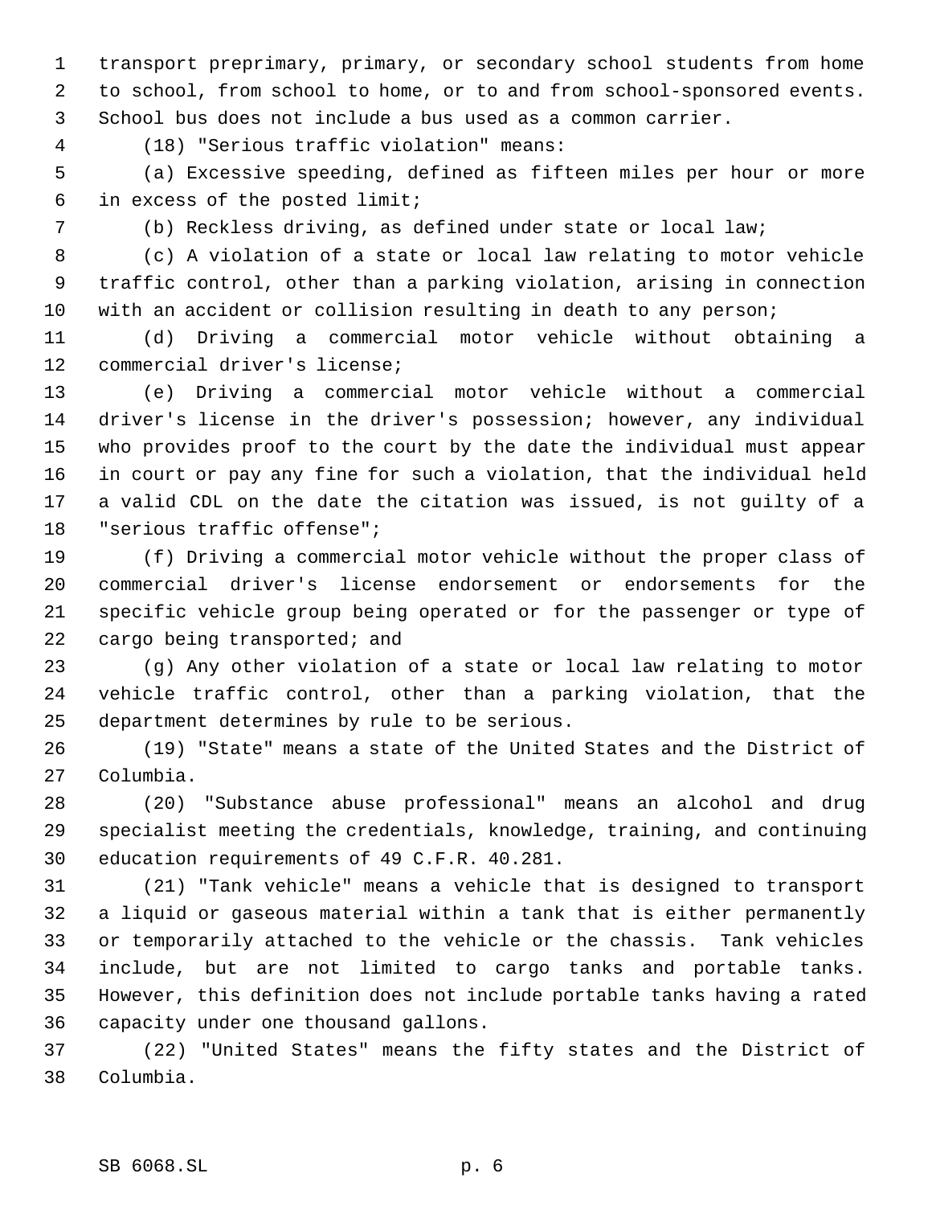transport preprimary, primary, or secondary school students from home to school, from school to home, or to and from school-sponsored events. School bus does not include a bus used as a common carrier.

(18) "Serious traffic violation" means:

(a) Excessive speeding, defined as fifteen miles per hour or more in excess of the posted limit;

(b) Reckless driving, as defined under state or local law;

(c) A violation of a state or local law relating to motor vehicle traffic control, other than a parking violation, arising in connection with an accident or collision resulting in death to any person;

(d) Driving a commercial motor vehicle without obtaining a commercial driver's license;

(e) Driving a commercial motor vehicle without a commercial driver's license in the driver's possession; however, any individual who provides proof to the court by the date the individual must appear in court or pay any fine for such a violation, that the individual held a valid CDL on the date the citation was issued, is not guilty of a "serious traffic offense";

(f) Driving a commercial motor vehicle without the proper class of commercial driver's license endorsement or endorsements for the specific vehicle group being operated or for the passenger or type of cargo being transported; and

(g) Any other violation of a state or local law relating to motor vehicle traffic control, other than a parking violation, that the department determines by rule to be serious.

(19) "State" means a state of the United States and the District of Columbia.

(20) "Substance abuse professional" means an alcohol and drug specialist meeting the credentials, knowledge, training, and continuing education requirements of 49 C.F.R. 40.281.

(21) "Tank vehicle" means a vehicle that is designed to transport a liquid or gaseous material within a tank that is either permanently or temporarily attached to the vehicle or the chassis. Tank vehicles include, but are not limited to cargo tanks and portable tanks. However, this definition does not include portable tanks having a rated capacity under one thousand gallons.

(22) "United States" means the fifty states and the District of Columbia.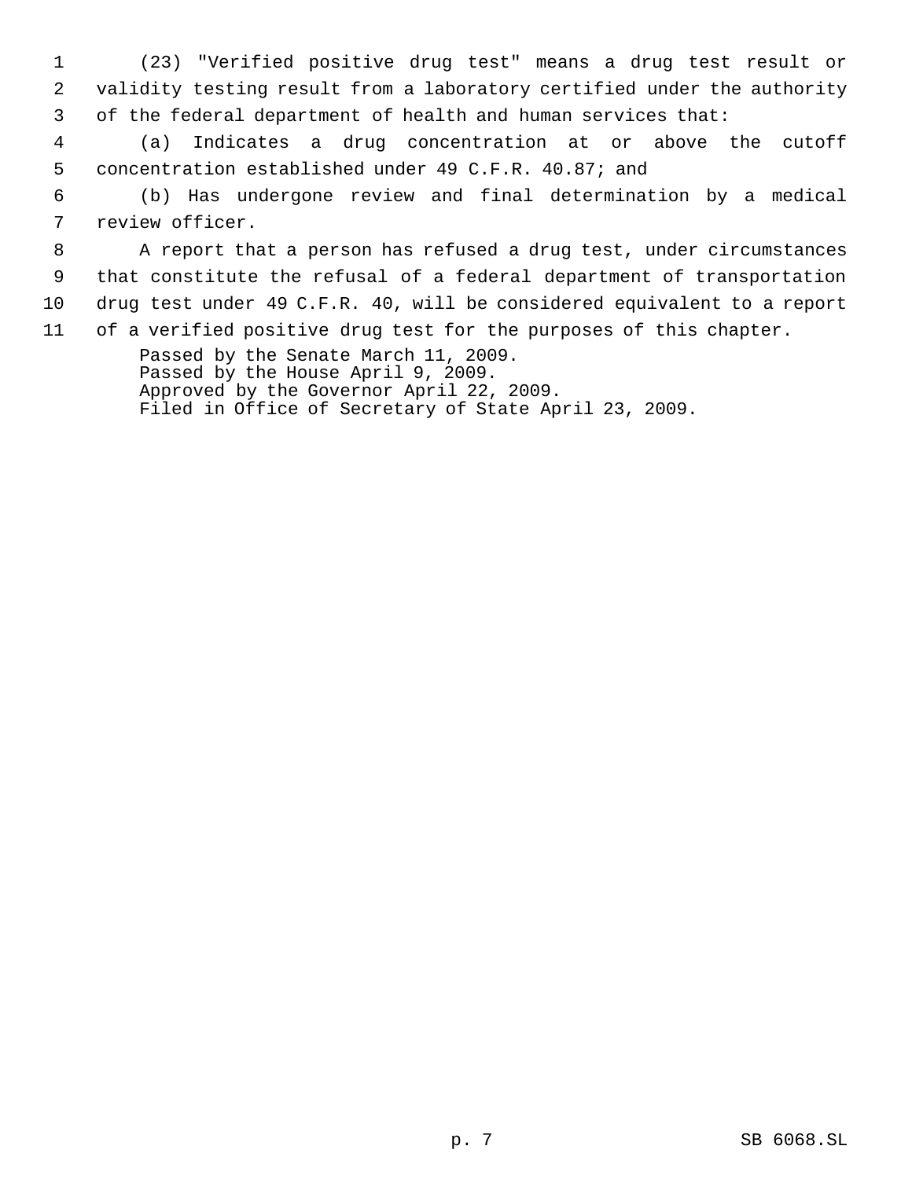(23) "Verified positive drug test" means a drug test result or validity testing result from a laboratory certified under the authority of the federal department of health and human services that:

(a) Indicates a drug concentration at or above the cutoff concentration established under 49 C.F.R. 40.87; and

(b) Has undergone review and final determination by a medical review officer.

A report that a person has refused a drug test, under circumstances that constitute the refusal of a federal department of transportation drug test under 49 C.F.R. 40, will be considered equivalent to a report of a verified positive drug test for the purposes of this chapter.

Passed by the Senate March 11, 2009.
Passed by the House April 9, 2009.
Approved by the Governor April 22, 2009.
Filed in Office of Secretary of State April 23, 2009.